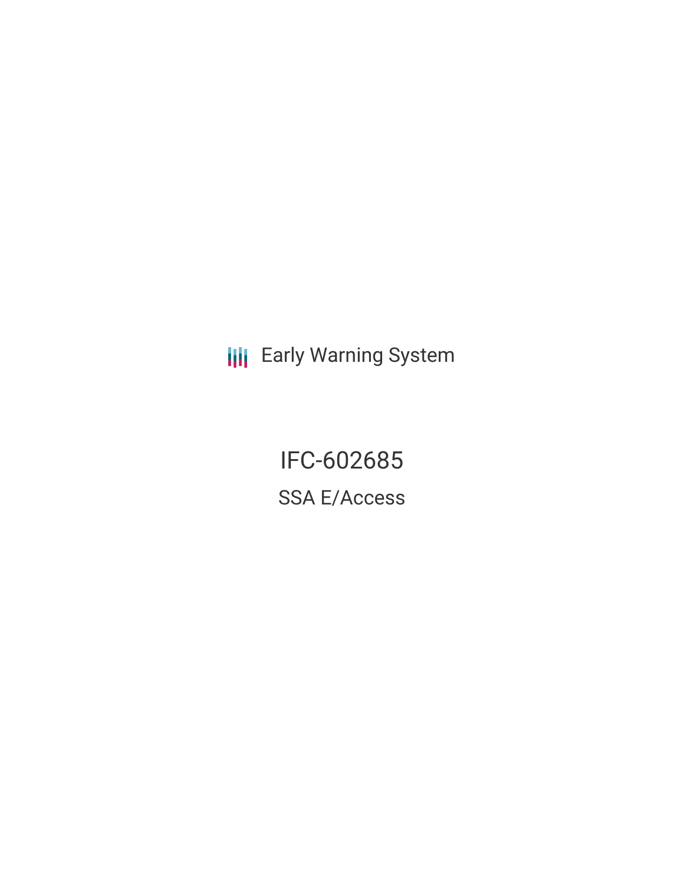Early Warning System

# IFC-602685

## SSA E/Access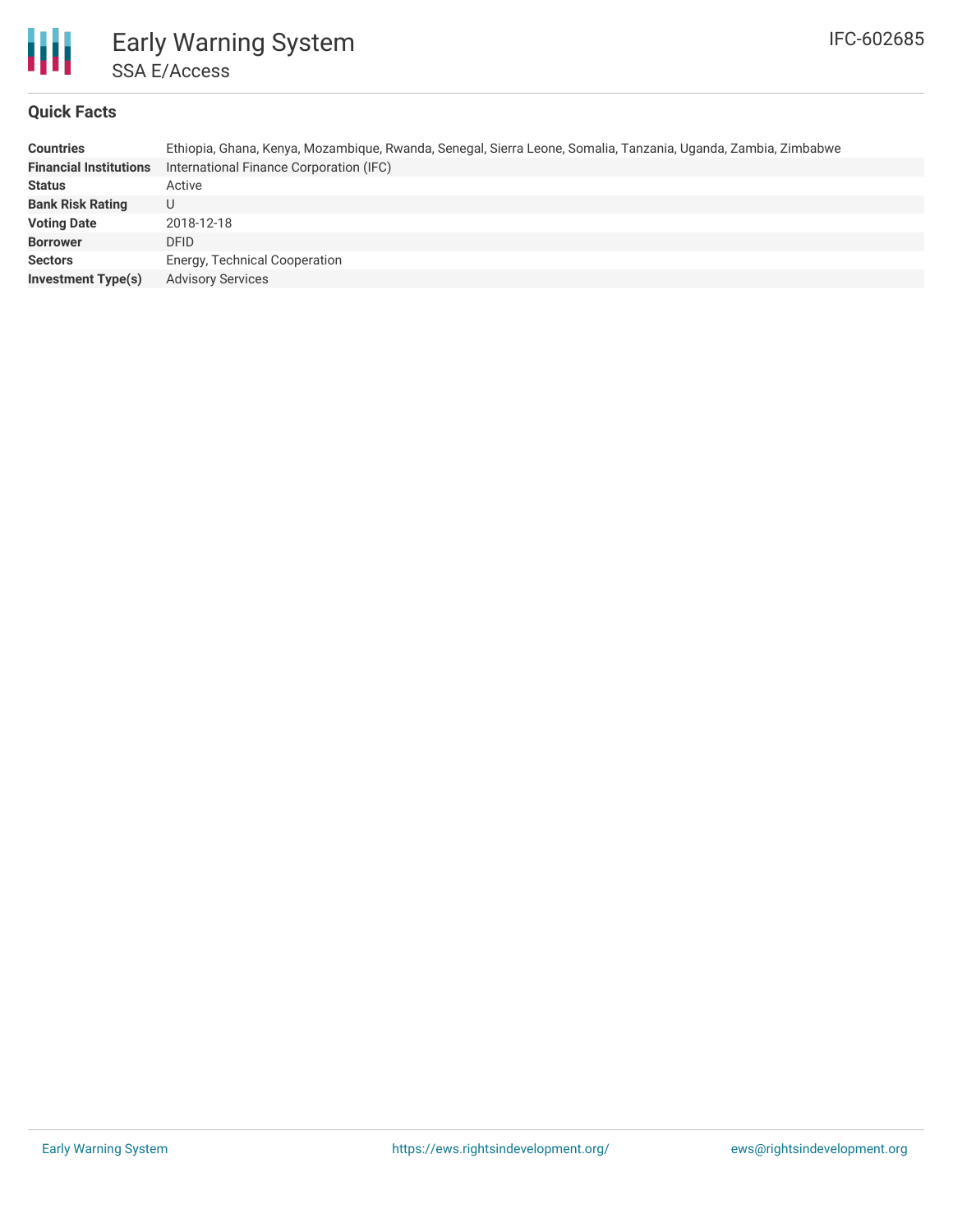# Early Warning System

## SSA E/Access

IFC-602685

### Quick Facts

| | |
|---|---|
| **Countries** | Ethiopia, Ghana, Kenya, Mozambique, Rwanda, Senegal, Sierra Leone, Somalia, Tanzania, Uganda, Zambia, Zimbabwe |
| **Financial Institutions** | International Finance Corporation (IFC) |
| **Status** | Active |
| **Bank Risk Rating** | U |
| **Voting Date** | 2018-12-18 |
| **Borrower** | DFID |
| **Sectors** | Energy, Technical Cooperation |
| **Investment Type(s)** | Advisory Services |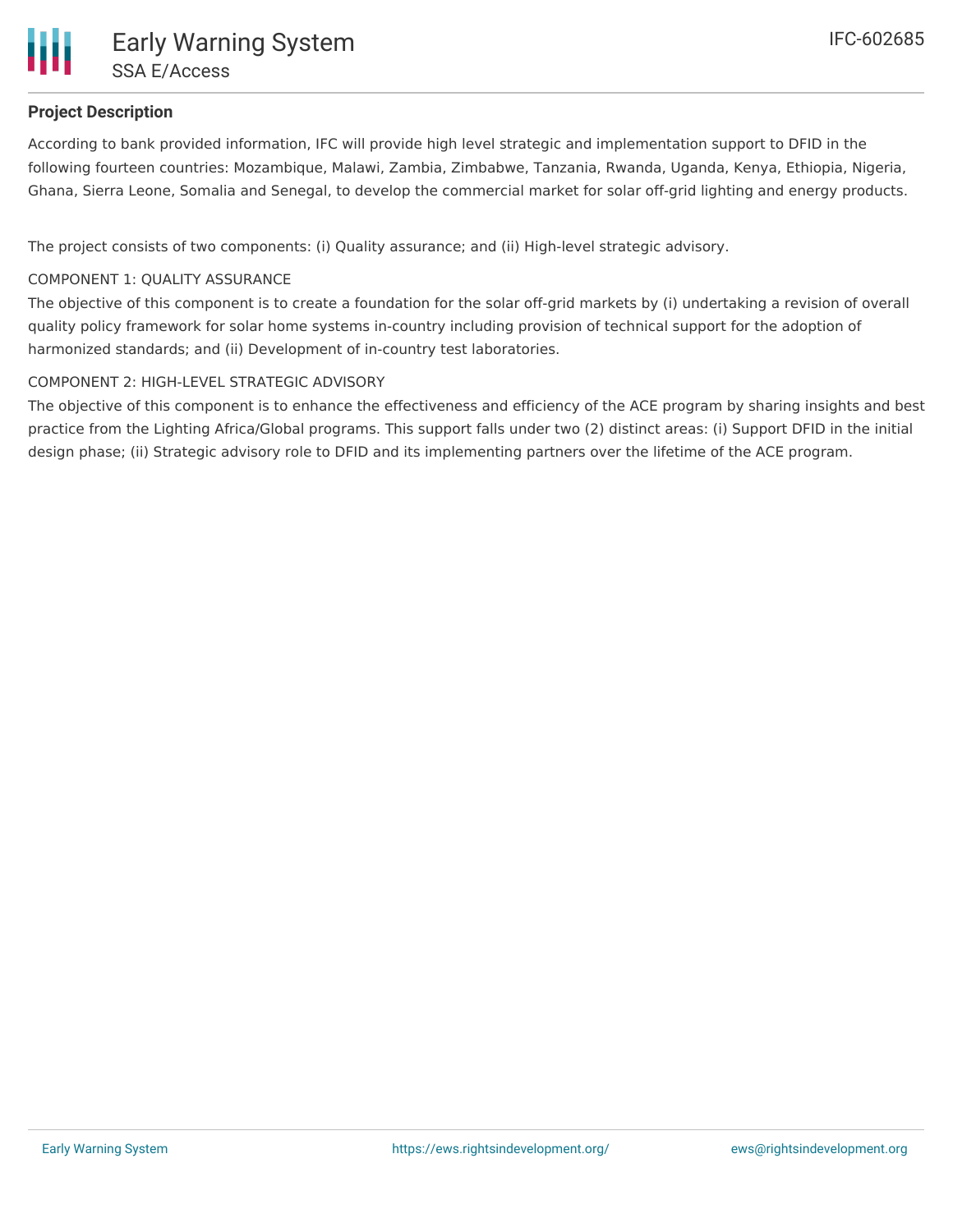## Project Description

According to bank provided information, IFC will provide high level strategic and implementation support to DFID in the following fourteen countries: Mozambique, Malawi, Zambia, Zimbabwe, Tanzania, Rwanda, Uganda, Kenya, Ethiopia, Nigeria, Ghana, Sierra Leone, Somalia and Senegal, to develop the commercial market for solar off-grid lighting and energy products.

The project consists of two components: (i) Quality assurance; and (ii) High-level strategic advisory.

COMPONENT 1: QUALITY ASSURANCE

The objective of this component is to create a foundation for the solar off-grid markets by (i) undertaking a revision of overall quality policy framework for solar home systems in-country including provision of technical support for the adoption of harmonized standards; and (ii) Development of in-country test laboratories.

COMPONENT 2: HIGH-LEVEL STRATEGIC ADVISORY

The objective of this component is to enhance the effectiveness and efficiency of the ACE program by sharing insights and best practice from the Lighting Africa/Global programs. This support falls under two (2) distinct areas: (i) Support DFID in the initial design phase; (ii) Strategic advisory role to DFID and its implementing partners over the lifetime of the ACE program.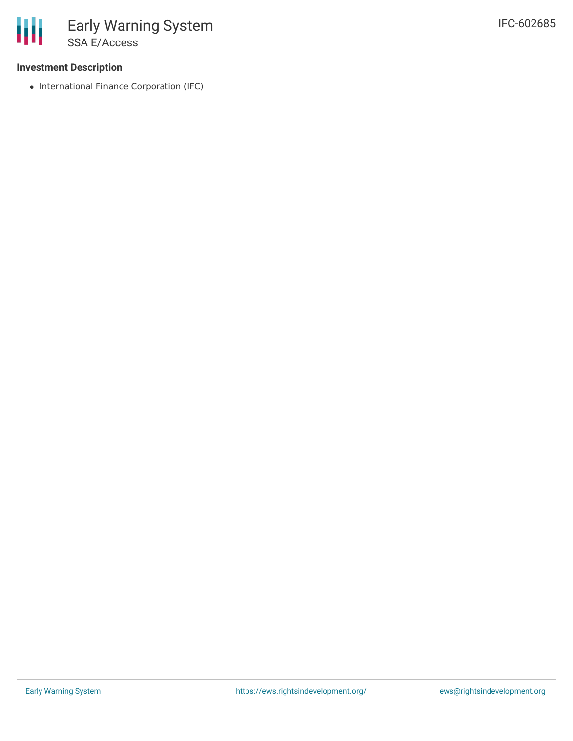### Investment Description

- International Finance Corporation (IFC)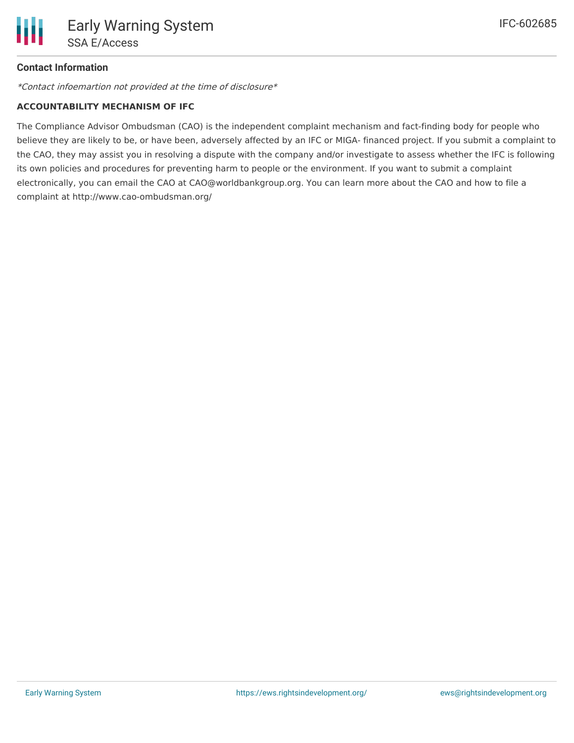**Contact Information**

*\*Contact infoemartion not provided at the time of disclosure\**

**ACCOUNTABILITY MECHANISM OF IFC**

The Compliance Advisor Ombudsman (CAO) is the independent complaint mechanism and fact-finding body for people who believe they are likely to be, or have been, adversely affected by an IFC or MIGA- financed project. If you submit a complaint to the CAO, they may assist you in resolving a dispute with the company and/or investigate to assess whether the IFC is following its own policies and procedures for preventing harm to people or the environment. If you want to submit a complaint electronically, you can email the CAO at CAO@worldbankgroup.org. You can learn more about the CAO and how to file a complaint at http://www.cao-ombudsman.org/